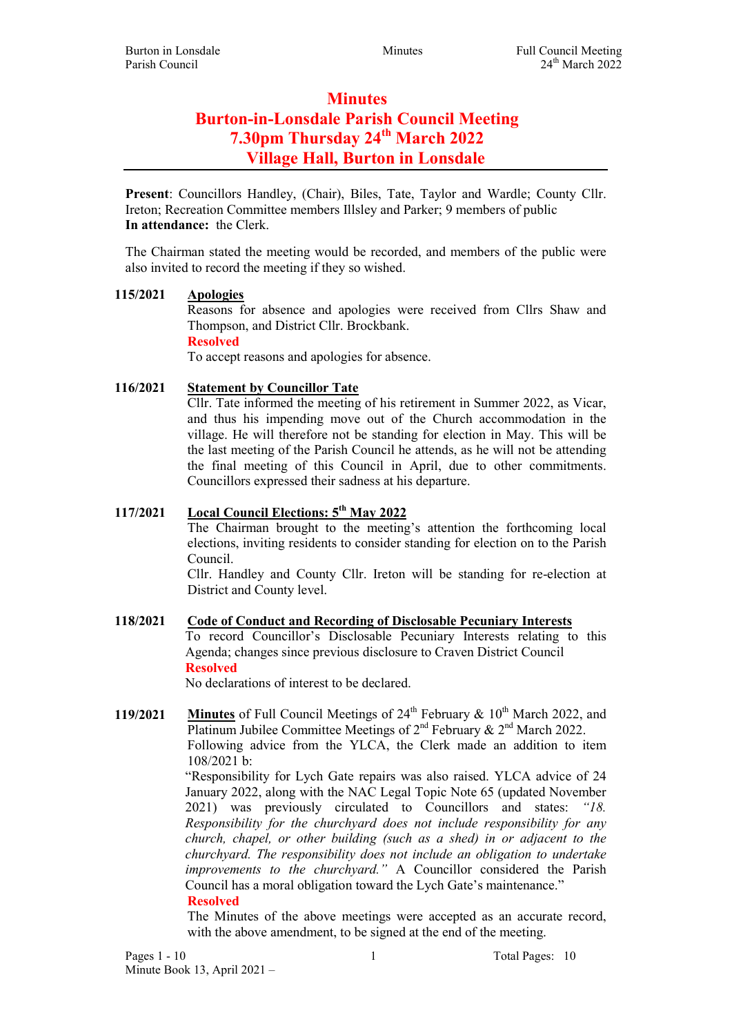# Minutes
# Burton-in-Lonsdale Parish Council Meeting
# 7.30pm Thursday 24th March 2022
# Village Hall, Burton in Lonsdale

**Present**: Councillors Handley, (Chair), Biles, Tate, Taylor and Wardle; County Cllr. Ireton; Recreation Committee members Illsley and Parker; 9 members of public
**In attendance:** the Clerk.

The Chairman stated the meeting would be recorded, and members of the public were also invited to record the meeting if they so wished.

**115/2021** **Apologies**

Reasons for absence and apologies were received from Cllrs Shaw and Thompson, and District Cllr. Brockbank.

**Resolved**

To accept reasons and apologies for absence.

**116/2021** **Statement by Councillor Tate**

Cllr. Tate informed the meeting of his retirement in Summer 2022, as Vicar, and thus his impending move out of the Church accommodation in the village. He will therefore not be standing for election in May. This will be the last meeting of the Parish Council he attends, as he will not be attending the final meeting of this Council in April, due to other commitments. Councillors expressed their sadness at his departure.

**117/2021** **Local Council Elections: 5th May 2022**

The Chairman brought to the meeting's attention the forthcoming local elections, inviting residents to consider standing for election on to the Parish Council.

Cllr. Handley and County Cllr. Ireton will be standing for re-election at District and County level.

**118/2021** **Code of Conduct and Recording of Disclosable Pecuniary Interests**

To record Councillor's Disclosable Pecuniary Interests relating to this Agenda; changes since previous disclosure to Craven District Council

**Resolved**

No declarations of interest to be declared.

**119/2021** **Minutes** of Full Council Meetings of 24th February & 10th March 2022, and Platinum Jubilee Committee Meetings of 2nd February & 2nd March 2022.

Following advice from the YLCA, the Clerk made an addition to item 108/2021 b:

"Responsibility for Lych Gate repairs was also raised. YLCA advice of 24 January 2022, along with the NAC Legal Topic Note 65 (updated November 2021) was previously circulated to Councillors and states: *"18. Responsibility for the churchyard does not include responsibility for any church, chapel, or other building (such as a shed) in or adjacent to the churchyard. The responsibility does not include an obligation to undertake improvements to the churchyard."* A Councillor considered the Parish Council has a moral obligation toward the Lych Gate's maintenance."

**Resolved**

The Minutes of the above meetings were accepted as an accurate record, with the above amendment, to be signed at the end of the meeting.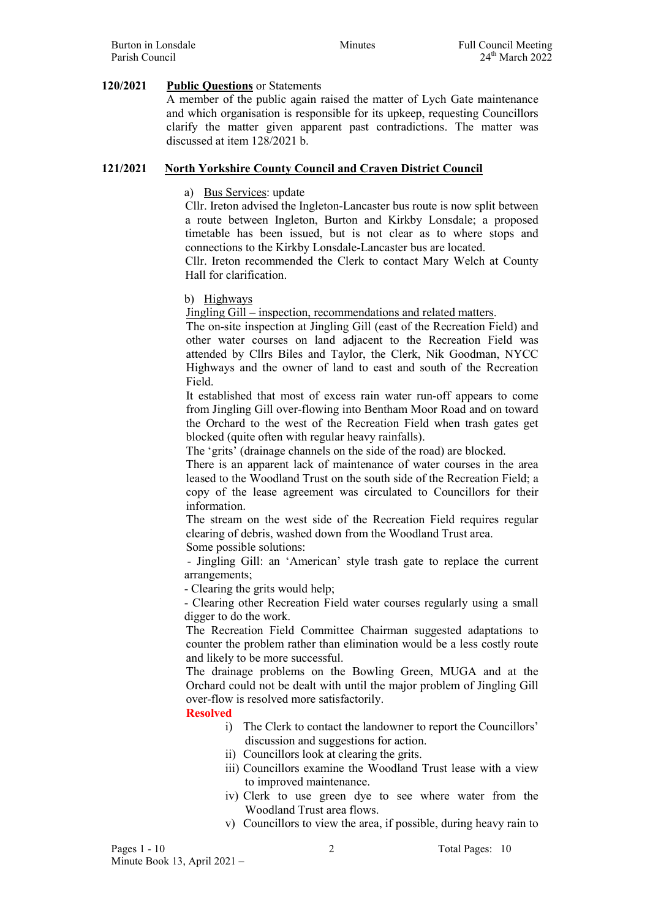**120/2021** **Public Questions** or Statements

A member of the public again raised the matter of Lych Gate maintenance and which organisation is responsible for its upkeep, requesting Councillors clarify the matter given apparent past contradictions. The matter was discussed at item 128/2021 b.

**121/2021** **North Yorkshire County Council and Craven District Council**

a) Bus Services: update

Cllr. Ireton advised the Ingleton-Lancaster bus route is now split between a route between Ingleton, Burton and Kirkby Lonsdale; a proposed timetable has been issued, but is not clear as to where stops and connections to the Kirkby Lonsdale-Lancaster bus are located.

Cllr. Ireton recommended the Clerk to contact Mary Welch at County Hall for clarification.

b) Highways

Jingling Gill – inspection, recommendations and related matters.

The on-site inspection at Jingling Gill (east of the Recreation Field) and other water courses on land adjacent to the Recreation Field was attended by Cllrs Biles and Taylor, the Clerk, Nik Goodman, NYCC Highways and the owner of land to east and south of the Recreation Field.

It established that most of excess rain water run-off appears to come from Jingling Gill over-flowing into Bentham Moor Road and on toward the Orchard to the west of the Recreation Field when trash gates get blocked (quite often with regular heavy rainfalls).

The 'grits' (drainage channels on the side of the road) are blocked.

There is an apparent lack of maintenance of water courses in the area leased to the Woodland Trust on the south side of the Recreation Field; a copy of the lease agreement was circulated to Councillors for their information.

The stream on the west side of the Recreation Field requires regular clearing of debris, washed down from the Woodland Trust area.

Some possible solutions:

- Jingling Gill: an 'American' style trash gate to replace the current arrangements;
- Clearing the grits would help;
- Clearing other Recreation Field water courses regularly using a small digger to do the work.

The Recreation Field Committee Chairman suggested adaptations to counter the problem rather than elimination would be a less costly route and likely to be more successful.

The drainage problems on the Bowling Green, MUGA and at the Orchard could not be dealt with until the major problem of Jingling Gill over-flow is resolved more satisfactorily.

**Resolved**

i) The Clerk to contact the landowner to report the Councillors' discussion and suggestions for action.
ii) Councillors look at clearing the grits.
iii) Councillors examine the Woodland Trust lease with a view to improved maintenance.
iv) Clerk to use green dye to see where water from the Woodland Trust area flows.
v) Councillors to view the area, if possible, during heavy rain to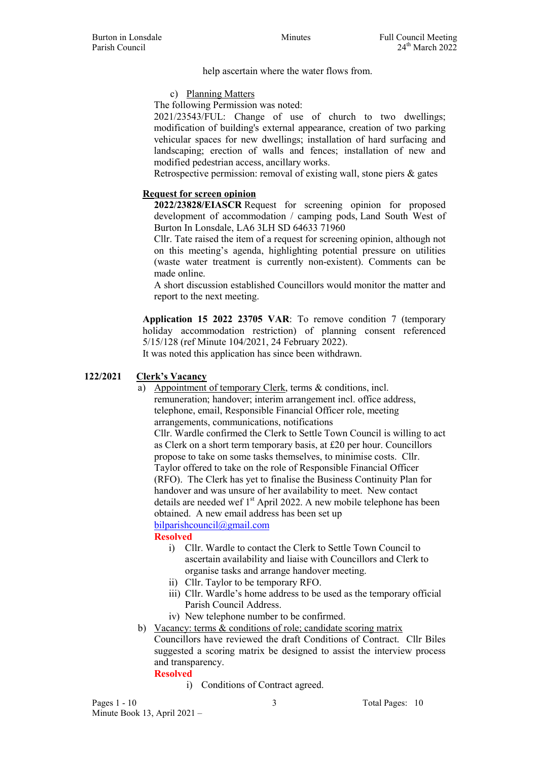help ascertain where the water flows from.

c) Planning Matters

The following Permission was noted:
2021/23543/FUL: Change of use of church to two dwellings; modification of building's external appearance, creation of two parking vehicular spaces for new dwellings; installation of hard surfacing and landscaping; erection of walls and fences; installation of new and modified pedestrian access, ancillary works.
Retrospective permission: removal of existing wall, stone piers & gates

**Request for screen opinion**

**2022/23828/EIASCR** Request for screening opinion for proposed development of accommodation / camping pods, Land South West of Burton In Lonsdale, LA6 3LH SD 64633 71960
Cllr. Tate raised the item of a request for screening opinion, although not on this meeting's agenda, highlighting potential pressure on utilities (waste water treatment is currently non-existent). Comments can be made online.
A short discussion established Councillors would monitor the matter and report to the next meeting.

**Application 15 2022 23705 VAR**: To remove condition 7 (temporary holiday accommodation restriction) of planning consent referenced 5/15/128 (ref Minute 104/2021, 24 February 2022).
It was noted this application has since been withdrawn.

**122/2021 Clerk's Vacancy**

a) Appointment of temporary Clerk, terms & conditions, incl. remuneration; handover; interim arrangement incl. office address, telephone, email, Responsible Financial Officer role, meeting arrangements, communications, notifications
Cllr. Wardle confirmed the Clerk to Settle Town Council is willing to act as Clerk on a short term temporary basis, at £20 per hour. Councillors propose to take on some tasks themselves, to minimise costs. Cllr. Taylor offered to take on the role of Responsible Financial Officer (RFO). The Clerk has yet to finalise the Business Continuity Plan for handover and was unsure of her availability to meet. New contact details are needed wef 1st April 2022. A new mobile telephone has been obtained. A new email address has been set up bilparishcouncil@gmail.com
**Resolved**
   i) Cllr. Wardle to contact the Clerk to Settle Town Council to ascertain availability and liaise with Councillors and Clerk to organise tasks and arrange handover meeting.
   ii) Cllr. Taylor to be temporary RFO.
   iii) Cllr. Wardle's home address to be used as the temporary official Parish Council Address.
   iv) New telephone number to be confirmed.

b) Vacancy: terms & conditions of role; candidate scoring matrix
Councillors have reviewed the draft Conditions of Contract. Cllr Biles suggested a scoring matrix be designed to assist the interview process and transparency.
**Resolved**
   i) Conditions of Contract agreed.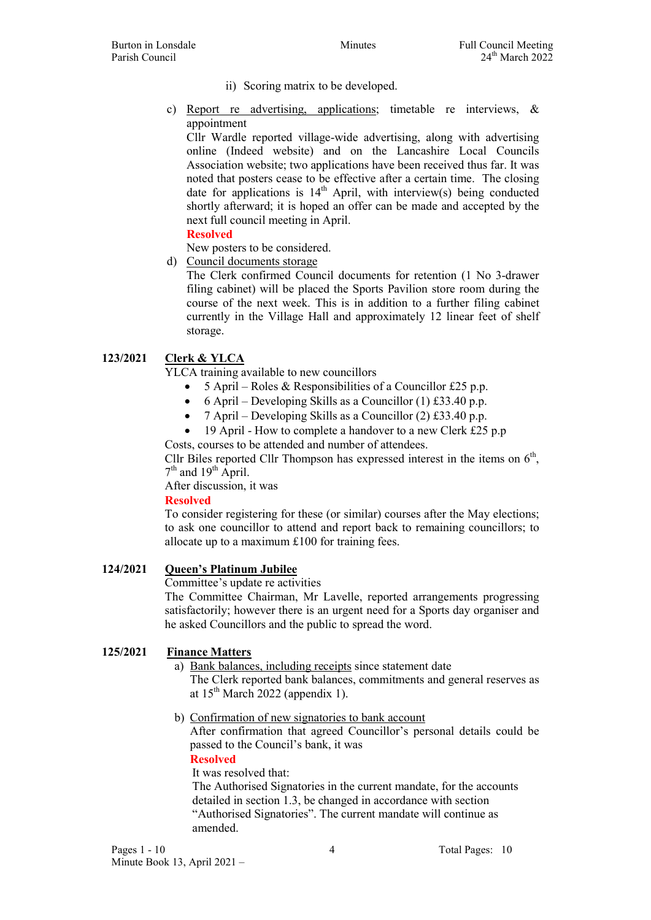ii) Scoring matrix to be developed.

c) <u>Report re advertising, applications</u>; timetable re interviews, & appointment

Cllr Wardle reported village-wide advertising, along with advertising online (Indeed website) and on the Lancashire Local Councils Association website; two applications have been received thus far. It was noted that posters cease to be effective after a certain time. The closing date for applications is 14th April, with interview(s) being conducted shortly afterward; it is hoped an offer can be made and accepted by the next full council meeting in April.

**Resolved**

New posters to be considered.

d) <u>Council documents storage</u>

The Clerk confirmed Council documents for retention (1 No 3-drawer filing cabinet) will be placed the Sports Pavilion store room during the course of the next week. This is in addition to a further filing cabinet currently in the Village Hall and approximately 12 linear feet of shelf storage.

**123/2021 <u>Clerk & YLCA</u>**

YLCA training available to new councillors

- 5 April – Roles & Responsibilities of a Councillor £25 p.p.
- 6 April – Developing Skills as a Councillor (1) £33.40 p.p.
- 7 April – Developing Skills as a Councillor (2) £33.40 p.p.
- 19 April - How to complete a handover to a new Clerk £25 p.p

Costs, courses to be attended and number of attendees.

Cllr Biles reported Cllr Thompson has expressed interest in the items on 6th, 7th and 19th April.

After discussion, it was

**Resolved**

To consider registering for these (or similar) courses after the May elections; to ask one councillor to attend and report back to remaining councillors; to allocate up to a maximum £100 for training fees.

**124/2021 <u>Queen's Platinum Jubilee</u>**

Committee's update re activities

The Committee Chairman, Mr Lavelle, reported arrangements progressing satisfactorily; however there is an urgent need for a Sports day organiser and he asked Councillors and the public to spread the word.

**125/2021 <u>Finance Matters</u>**

a) <u>Bank balances, including receipts</u> since statement date

The Clerk reported bank balances, commitments and general reserves as at 15th March 2022 (appendix 1).

b) <u>Confirmation of new signatories to bank account</u>

After confirmation that agreed Councillor's personal details could be passed to the Council's bank, it was

**Resolved**

It was resolved that:

The Authorised Signatories in the current mandate, for the accounts detailed in section 1.3, be changed in accordance with section "Authorised Signatories". The current mandate will continue as amended.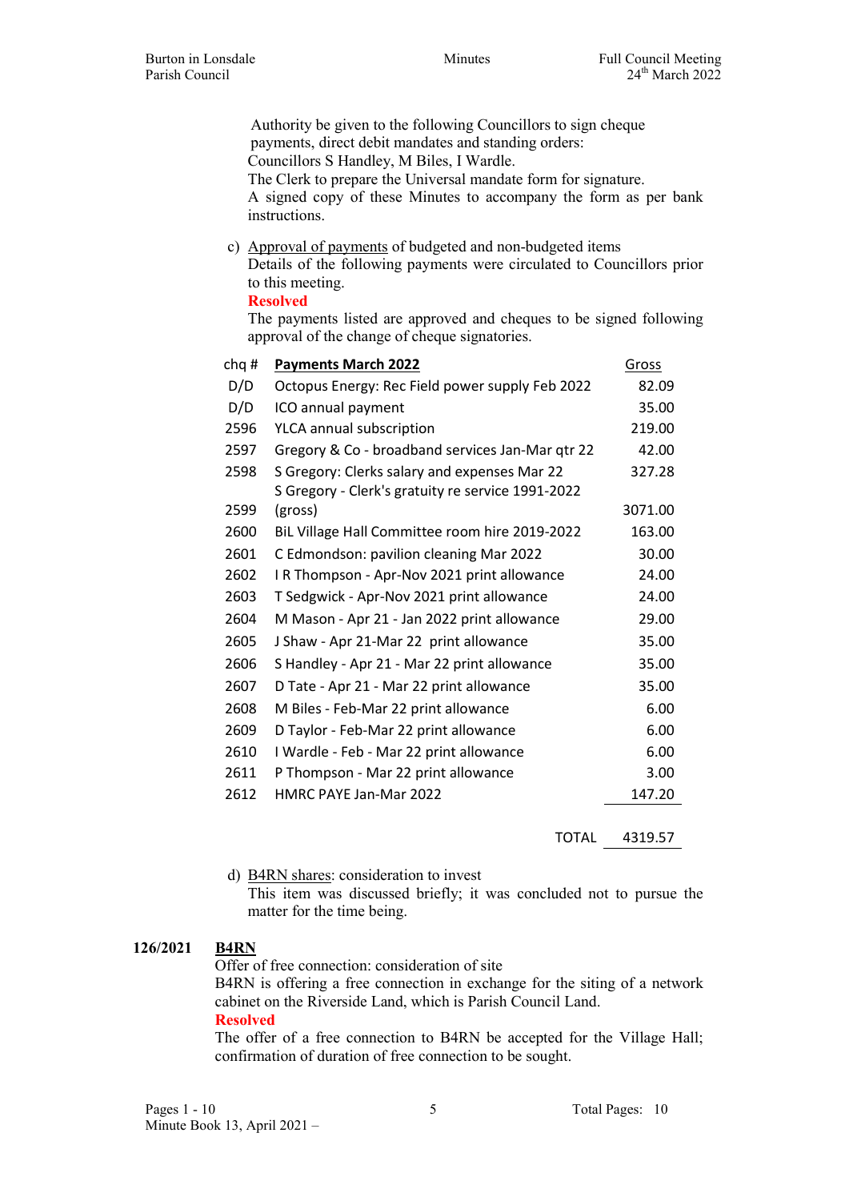Authority be given to the following Councillors to sign cheque payments, direct debit mandates and standing orders:
Councillors S Handley, M Biles, I Wardle.
The Clerk to prepare the Universal mandate form for signature.
A signed copy of these Minutes to accompany the form as per bank instructions.

c) Approval of payments of budgeted and non-budgeted items
Details of the following payments were circulated to Councillors prior to this meeting.
**Resolved**
The payments listed are approved and cheques to be signed following approval of the change of cheque signatories.

| chq # | **Payments March 2022** | Gross |
|---|---|---|
| D/D | Octopus Energy: Rec Field power supply Feb 2022 | 82.09 |
| D/D | ICO annual payment | 35.00 |
| 2596 | YLCA annual subscription | 219.00 |
| 2597 | Gregory & Co - broadband services Jan-Mar qtr 22 | 42.00 |
| 2598 | S Gregory: Clerks salary and expenses Mar 22 | 327.28 |
| 2599 | S Gregory - Clerk's gratuity re service 1991-2022 (gross) | 3071.00 |
| 2600 | BiL Village Hall Committee room hire 2019-2022 | 163.00 |
| 2601 | C Edmondson: pavilion cleaning Mar 2022 | 30.00 |
| 2602 | I R Thompson - Apr-Nov 2021 print allowance | 24.00 |
| 2603 | T Sedgwick - Apr-Nov 2021 print allowance | 24.00 |
| 2604 | M Mason - Apr 21 - Jan 2022 print allowance | 29.00 |
| 2605 | J Shaw - Apr 21-Mar 22 print allowance | 35.00 |
| 2606 | S Handley - Apr 21 - Mar 22 print allowance | 35.00 |
| 2607 | D Tate - Apr 21 - Mar 22 print allowance | 35.00 |
| 2608 | M Biles - Feb-Mar 22 print allowance | 6.00 |
| 2609 | D Taylor - Feb-Mar 22 print allowance | 6.00 |
| 2610 | I Wardle - Feb - Mar 22 print allowance | 6.00 |
| 2611 | P Thompson - Mar 22 print allowance | 3.00 |
| 2612 | HMRC PAYE Jan-Mar 2022 | 147.20 |
| | TOTAL | 4319.57 |

d) B4RN shares: consideration to invest
This item was discussed briefly; it was concluded not to pursue the matter for the time being.

**126/2021 B4RN**

Offer of free connection: consideration of site
B4RN is offering a free connection in exchange for the siting of a network cabinet on the Riverside Land, which is Parish Council Land.
**Resolved**
The offer of a free connection to B4RN be accepted for the Village Hall; confirmation of duration of free connection to be sought.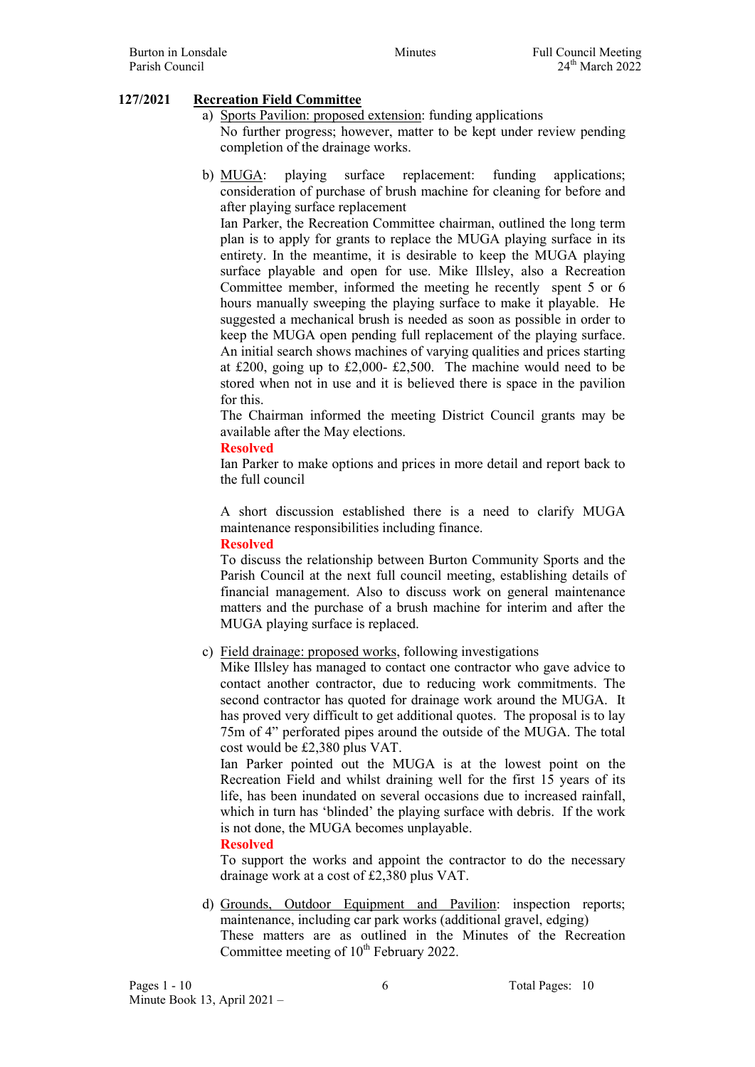**127/2021 Recreation Field Committee**

a) Sports Pavilion: proposed extension: funding applications
No further progress; however, matter to be kept under review pending completion of the drainage works.

b) MUGA: playing surface replacement: funding applications; consideration of purchase of brush machine for cleaning for before and after playing surface replacement
Ian Parker, the Recreation Committee chairman, outlined the long term plan is to apply for grants to replace the MUGA playing surface in its entirety. In the meantime, it is desirable to keep the MUGA playing surface playable and open for use. Mike Illsley, also a Recreation Committee member, informed the meeting he recently spent 5 or 6 hours manually sweeping the playing surface to make it playable. He suggested a mechanical brush is needed as soon as possible in order to keep the MUGA open pending full replacement of the playing surface. An initial search shows machines of varying qualities and prices starting at £200, going up to £2,000- £2,500. The machine would need to be stored when not in use and it is believed there is space in the pavilion for this.
The Chairman informed the meeting District Council grants may be available after the May elections.
**Resolved**
Ian Parker to make options and prices in more detail and report back to the full council

A short discussion established there is a need to clarify MUGA maintenance responsibilities including finance.
**Resolved**
To discuss the relationship between Burton Community Sports and the Parish Council at the next full council meeting, establishing details of financial management. Also to discuss work on general maintenance matters and the purchase of a brush machine for interim and after the MUGA playing surface is replaced.

c) Field drainage: proposed works, following investigations
Mike Illsley has managed to contact one contractor who gave advice to contact another contractor, due to reducing work commitments. The second contractor has quoted for drainage work around the MUGA. It has proved very difficult to get additional quotes. The proposal is to lay 75m of 4” perforated pipes around the outside of the MUGA. The total cost would be £2,380 plus VAT.
Ian Parker pointed out the MUGA is at the lowest point on the Recreation Field and whilst draining well for the first 15 years of its life, has been inundated on several occasions due to increased rainfall, which in turn has ‘blinded’ the playing surface with debris. If the work is not done, the MUGA becomes unplayable.
**Resolved**
To support the works and appoint the contractor to do the necessary drainage work at a cost of £2,380 plus VAT.

d) Grounds, Outdoor Equipment and Pavilion: inspection reports; maintenance, including car park works (additional gravel, edging)
These matters are as outlined in the Minutes of the Recreation Committee meeting of 10th February 2022.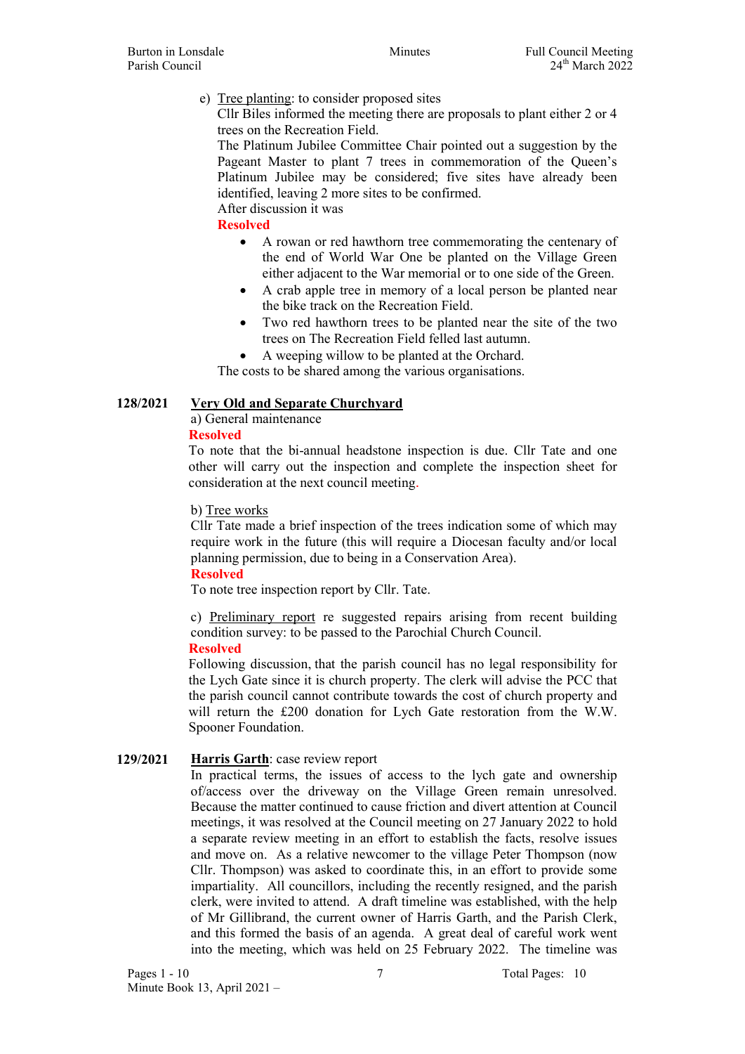e) Tree planting: to consider proposed sites

Cllr Biles informed the meeting there are proposals to plant either 2 or 4 trees on the Recreation Field.

The Platinum Jubilee Committee Chair pointed out a suggestion by the Pageant Master to plant 7 trees in commemoration of the Queen's Platinum Jubilee may be considered; five sites have already been identified, leaving 2 more sites to be confirmed.

After discussion it was

**Resolved**

- A rowan or red hawthorn tree commemorating the centenary of the end of World War One be planted on the Village Green either adjacent to the War memorial or to one side of the Green.
- A crab apple tree in memory of a local person be planted near the bike track on the Recreation Field.
- Two red hawthorn trees to be planted near the site of the two trees on The Recreation Field felled last autumn.
- A weeping willow to be planted at the Orchard.

The costs to be shared among the various organisations.

**128/2021 Very Old and Separate Churchyard**

a) General maintenance

**Resolved**

To note that the bi-annual headstone inspection is due. Cllr Tate and one other will carry out the inspection and complete the inspection sheet for consideration at the next council meeting.

b) Tree works

Cllr Tate made a brief inspection of the trees indication some of which may require work in the future (this will require a Diocesan faculty and/or local planning permission, due to being in a Conservation Area).

**Resolved**

To note tree inspection report by Cllr. Tate.

c) Preliminary report re suggested repairs arising from recent building condition survey: to be passed to the Parochial Church Council.

**Resolved**

Following discussion, that the parish council has no legal responsibility for the Lych Gate since it is church property. The clerk will advise the PCC that the parish council cannot contribute towards the cost of church property and will return the £200 donation for Lych Gate restoration from the W.W. Spooner Foundation.

**129/2021 Harris Garth**: case review report

In practical terms, the issues of access to the lych gate and ownership of/access over the driveway on the Village Green remain unresolved. Because the matter continued to cause friction and divert attention at Council meetings, it was resolved at the Council meeting on 27 January 2022 to hold a separate review meeting in an effort to establish the facts, resolve issues and move on. As a relative newcomer to the village Peter Thompson (now Cllr. Thompson) was asked to coordinate this, in an effort to provide some impartiality. All councillors, including the recently resigned, and the parish clerk, were invited to attend. A draft timeline was established, with the help of Mr Gillibrand, the current owner of Harris Garth, and the Parish Clerk, and this formed the basis of an agenda. A great deal of careful work went into the meeting, which was held on 25 February 2022. The timeline was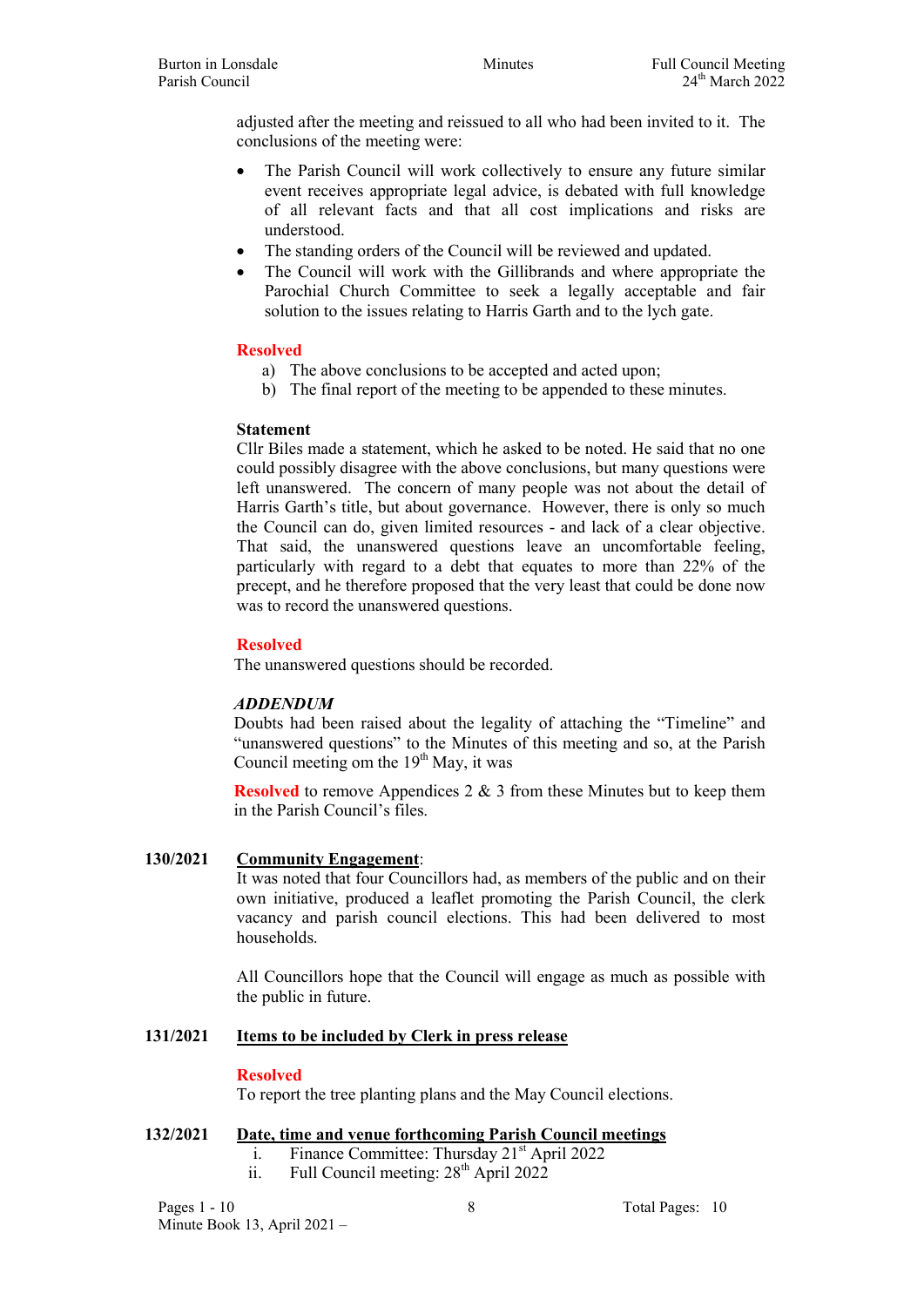adjusted after the meeting and reissued to all who had been invited to it. The conclusions of the meeting were:

- The Parish Council will work collectively to ensure any future similar event receives appropriate legal advice, is debated with full knowledge of all relevant facts and that all cost implications and risks are understood.
- The standing orders of the Council will be reviewed and updated.
- The Council will work with the Gillibrands and where appropriate the Parochial Church Committee to seek a legally acceptable and fair solution to the issues relating to Harris Garth and to the lych gate.

**Resolved**

a) The above conclusions to be accepted and acted upon;
b) The final report of the meeting to be appended to these minutes.

**Statement**

Cllr Biles made a statement, which he asked to be noted. He said that no one could possibly disagree with the above conclusions, but many questions were left unanswered. The concern of many people was not about the detail of Harris Garth's title, but about governance. However, there is only so much the Council can do, given limited resources - and lack of a clear objective. That said, the unanswered questions leave an uncomfortable feeling, particularly with regard to a debt that equates to more than 22% of the precept, and he therefore proposed that the very least that could be done now was to record the unanswered questions.

**Resolved**

The unanswered questions should be recorded.

***ADDENDUM***

Doubts had been raised about the legality of attaching the "Timeline" and "unanswered questions" to the Minutes of this meeting and so, at the Parish Council meeting om the 19th May, it was

**Resolved** to remove Appendices 2 & 3 from these Minutes but to keep them in the Parish Council's files.

**130/2021** **Community Engagement**:

It was noted that four Councillors had, as members of the public and on their own initiative, produced a leaflet promoting the Parish Council, the clerk vacancy and parish council elections. This had been delivered to most households.

All Councillors hope that the Council will engage as much as possible with the public in future.

**131/2021** **Items to be included by Clerk in press release**

**Resolved**

To report the tree planting plans and the May Council elections.

**132/2021** **Date, time and venue forthcoming Parish Council meetings**

i. Finance Committee: Thursday 21st April 2022
ii. Full Council meeting: 28th April 2022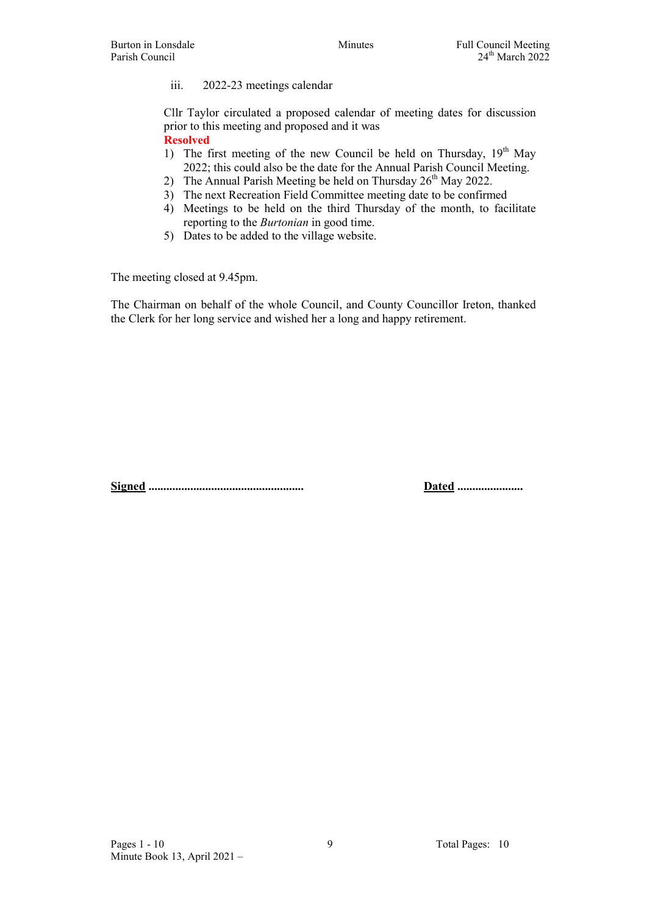iii. 2022-23 meetings calendar

Cllr Taylor circulated a proposed calendar of meeting dates for discussion prior to this meeting and proposed and it was

**Resolved**

1) The first meeting of the new Council be held on Thursday, 19th May 2022; this could also be the date for the Annual Parish Council Meeting.
2) The Annual Parish Meeting be held on Thursday 26th May 2022.
3) The next Recreation Field Committee meeting date to be confirmed
4) Meetings to be held on the third Thursday of the month, to facilitate reporting to the *Burtonian* in good time.
5) Dates to be added to the village website.

The meeting closed at 9.45pm.

The Chairman on behalf of the whole Council, and County Councillor Ireton, thanked the Clerk for her long service and wished her a long and happy retirement.

**Signed** ..................................................    **Dated** ......................

Pages 1 - 10    Total Pages: 10

Minute Book 13, April 2021 –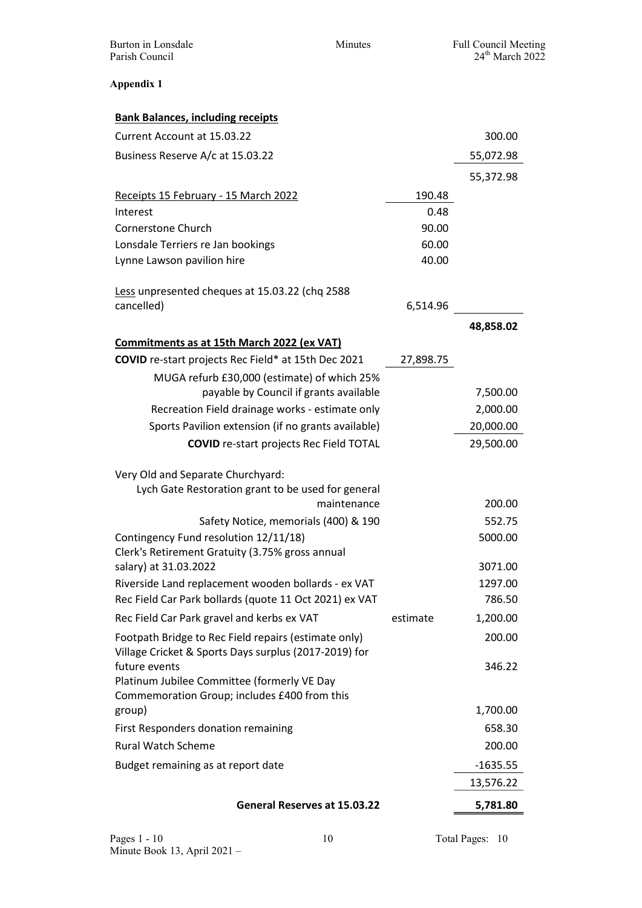**Appendix 1**

| | | |
|---|---|---|
| **Bank Balances, including receipts** | | |
| Current Account at 15.03.22 | | 300.00 |
| Business Reserve A/c at 15.03.22 | | 55,072.98 |
| | | 55,372.98 |
| Receipts 15 February - 15 March 2022 | 190.48 | |
| Interest | 0.48 | |
| Cornerstone Church | 90.00 | |
| Lonsdale Terriers re Jan bookings | 60.00 | |
| Lynne Lawson pavilion hire | 40.00 | |
| Less unpresented cheques at 15.03.22 (chq 2588 cancelled) | 6,514.96 | |
| | | **48,858.02** |
| **Commitments as at 15th March 2022 (ex VAT)** | | |
| **COVID** re-start projects Rec Field* at 15th Dec 2021 | 27,898.75 | |
| MUGA refurb £30,000 (estimate) of which 25% payable by Council if grants available | | 7,500.00 |
| Recreation Field drainage works - estimate only | | 2,000.00 |
| Sports Pavilion extension (if no grants available) | | 20,000.00 |
| **COVID** re-start projects Rec Field TOTAL | | 29,500.00 |
| Very Old and Separate Churchyard: | | |
| Lych Gate Restoration grant to be used for general maintenance | | 200.00 |
| Safety Notice, memorials (400) & 190 | | 552.75 |
| Contingency Fund resolution 12/11/18) | | 5000.00 |
| Clerk's Retirement Gratuity (3.75% gross annual salary) at 31.03.2022 | | 3071.00 |
| Riverside Land replacement wooden bollards - ex VAT | | 1297.00 |
| Rec Field Car Park bollards (quote 11 Oct 2021) ex VAT | | 786.50 |
| Rec Field Car Park gravel and kerbs ex VAT | estimate | 1,200.00 |
| Footpath Bridge to Rec Field repairs (estimate only) | | 200.00 |
| Village Cricket & Sports Days surplus (2017-2019) for future events | | 346.22 |
| Platinum Jubilee Committee (formerly VE Day Commemoration Group; includes £400 from this group) | | 1,700.00 |
| First Responders donation remaining | | 658.30 |
| Rural Watch Scheme | | 200.00 |
| Budget remaining as at report date | | -1635.55 |
| | | 13,576.22 |
| **General Reserves at 15.03.22** | | **5,781.80** |